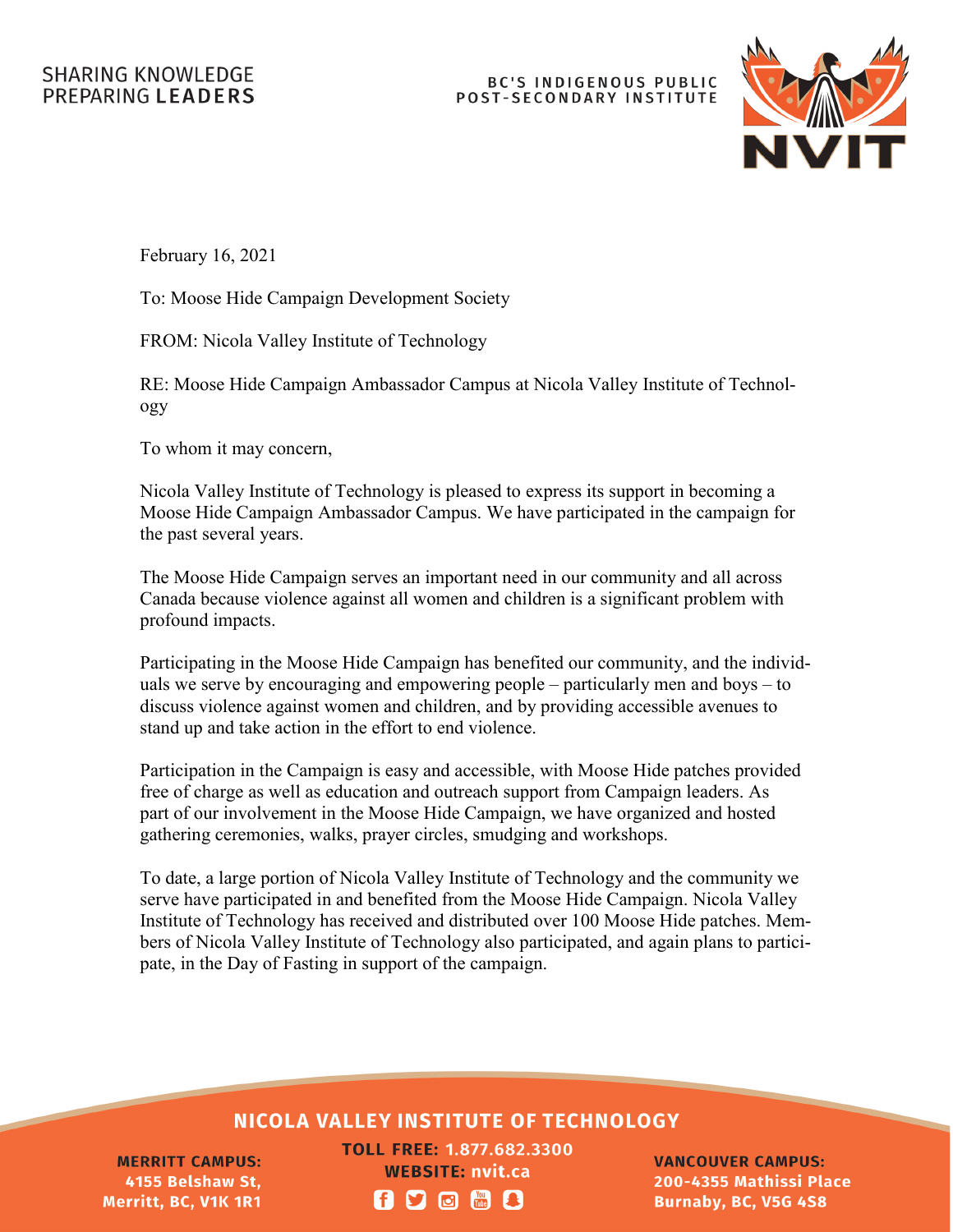SHARING KNOWLEDGE
PREPARING **LEADERS**

BC'S INDIGENOUS PUBLIC
POST-SECONDARY INSTITUTE

NVIT

February 16, 2021

To: Moose Hide Campaign Development Society

FROM: Nicola Valley Institute of Technology

RE: Moose Hide Campaign Ambassador Campus at Nicola Valley Institute of Technology

To whom it may concern,

Nicola Valley Institute of Technology is pleased to express its support in becoming a Moose Hide Campaign Ambassador Campus. We have participated in the campaign for the past several years.

The Moose Hide Campaign serves an important need in our community and all across Canada because violence against all women and children is a significant problem with profound impacts.

Participating in the Moose Hide Campaign has benefited our community, and the individuals we serve by encouraging and empowering people – particularly men and boys – to discuss violence against women and children, and by providing accessible avenues to stand up and take action in the effort to end violence.

Participation in the Campaign is easy and accessible, with Moose Hide patches provided free of charge as well as education and outreach support from Campaign leaders. As part of our involvement in the Moose Hide Campaign, we have organized and hosted gathering ceremonies, walks, prayer circles, smudging and workshops.

To date, a large portion of Nicola Valley Institute of Technology and the community we serve have participated in and benefited from the Moose Hide Campaign. Nicola Valley Institute of Technology has received and distributed over 100 Moose Hide patches. Members of Nicola Valley Institute of Technology also participated, and again plans to participate, in the Day of Fasting in support of the campaign.

**NICOLA VALLEY INSTITUTE OF TECHNOLOGY**

**MERRITT CAMPUS:**
**4155 Belshaw St,**
**Merritt, BC, V1K 1R1**

**TOLL FREE: 1.877.682.3300**
**WEBSITE: nvit.ca**

**VANCOUVER CAMPUS:**
**200-4355 Mathissi Place**
**Burnaby, BC, V5G 4S8**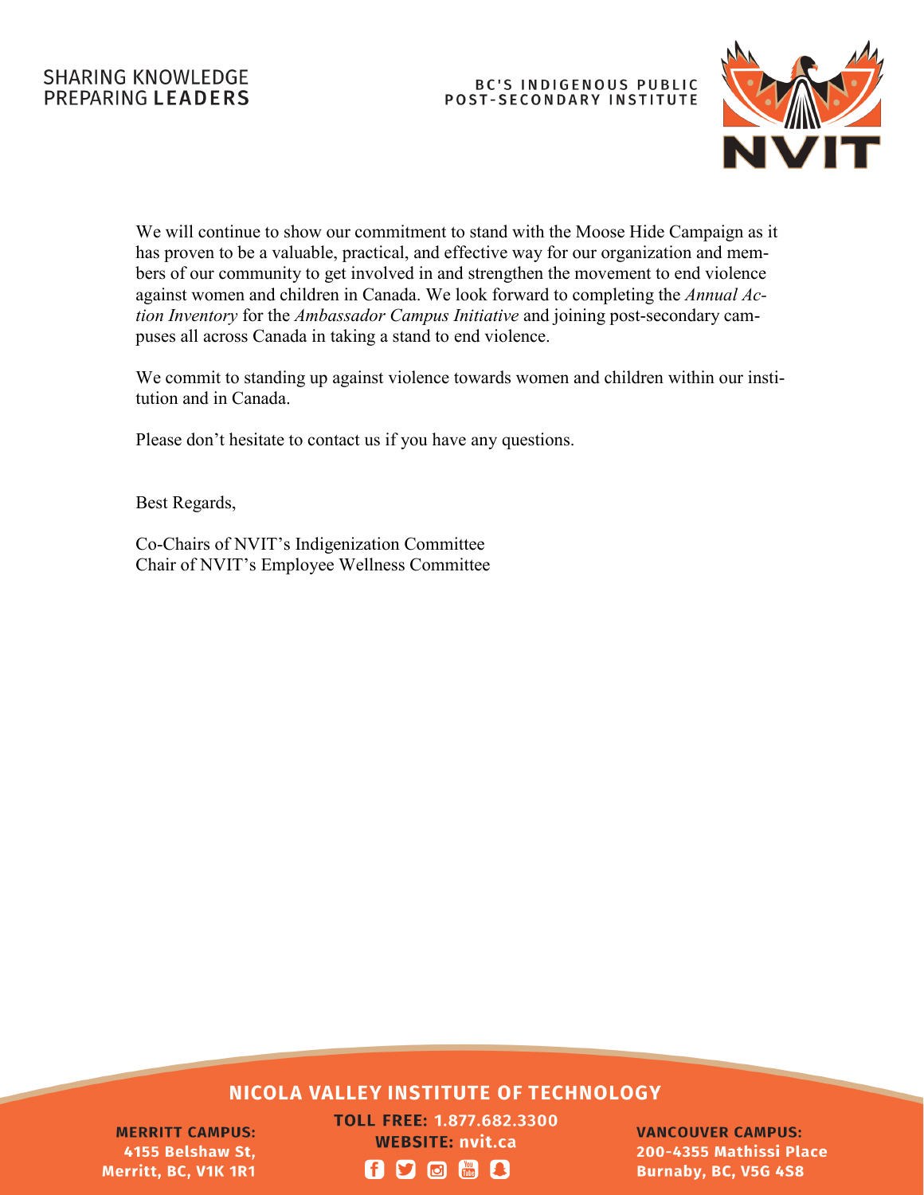We will continue to show our commitment to stand with the Moose Hide Campaign as it has proven to be a valuable, practical, and effective way for our organization and members of our community to get involved in and strengthen the movement to end violence against women and children in Canada. We look forward to completing the *Annual Action Inventory* for the *Ambassador Campus Initiative* and joining post-secondary campuses all across Canada in taking a stand to end violence.

We commit to standing up against violence towards women and children within our institution and in Canada.

Please don't hesitate to contact us if you have any questions.

Best Regards,

Co-Chairs of NVIT's Indigenization Committee
Chair of NVIT's Employee Wellness Committee